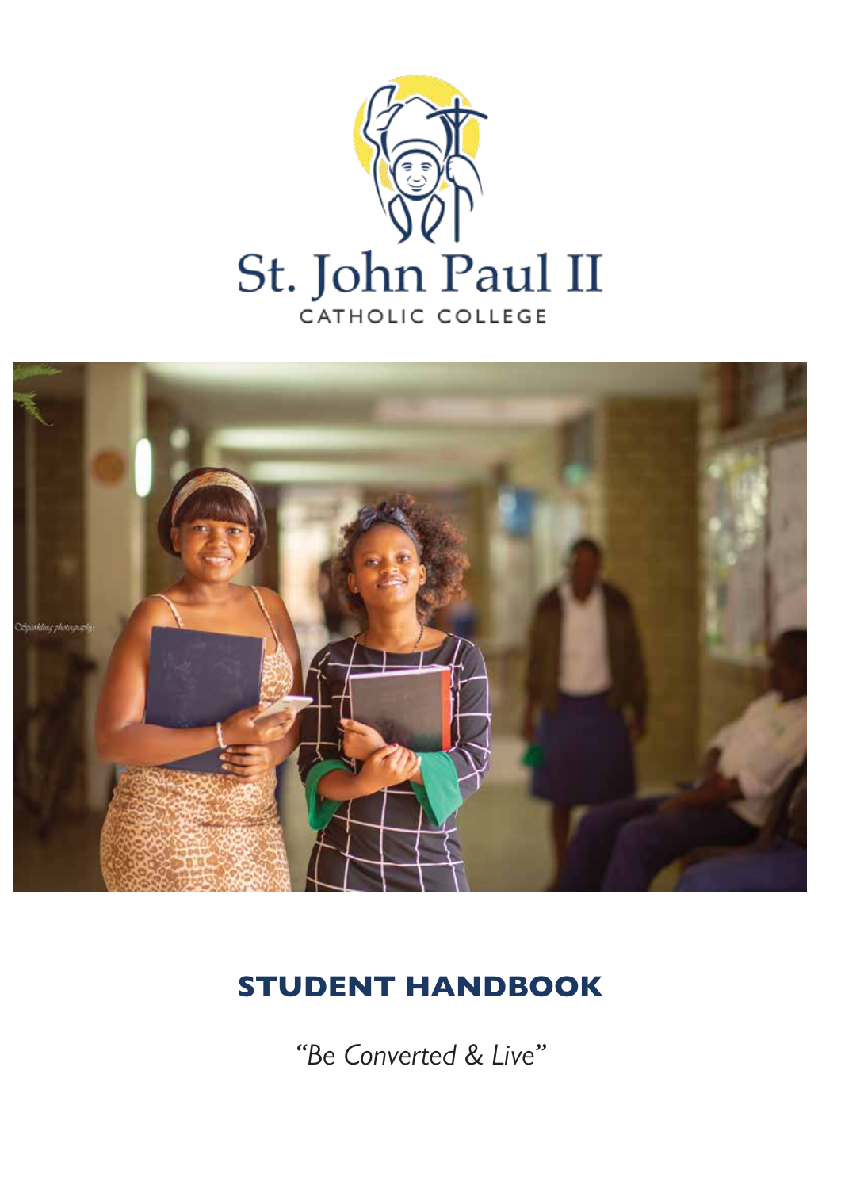St. John Paul II

CATHOLIC COLLEGE

# STUDENT HANDBOOK

*"Be Converted & Live"*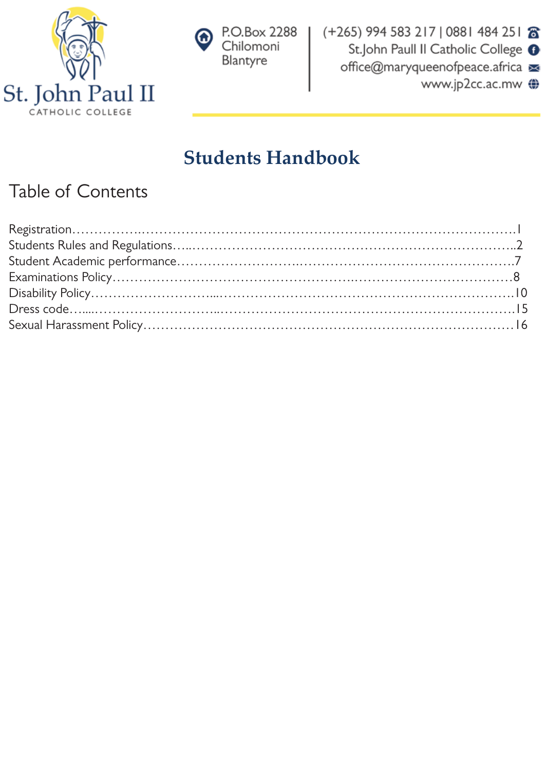St. John Paul II
CATHOLIC COLLEGE

P.O.Box 2288
Chilomoni
Blantyre

(+265) 994 583 217 | 0881 484 251
St.John Paull II Catholic College
office@maryqueenofpeace.africa
www.jp2cc.ac.mw

# Students Handbook

## Table of Contents

Registration……………………………………………………………………………………1
Students Rules and Regulations………………………………………………………………..2
Student Academic performance…………………………………………………………………7
Examinations Policy……………………………………………………………………………8
Disability Policy………………………………………………………………………………10
Dress code………………………………………………………………………………………15
Sexual Harassment Policy……………………………………………………………………16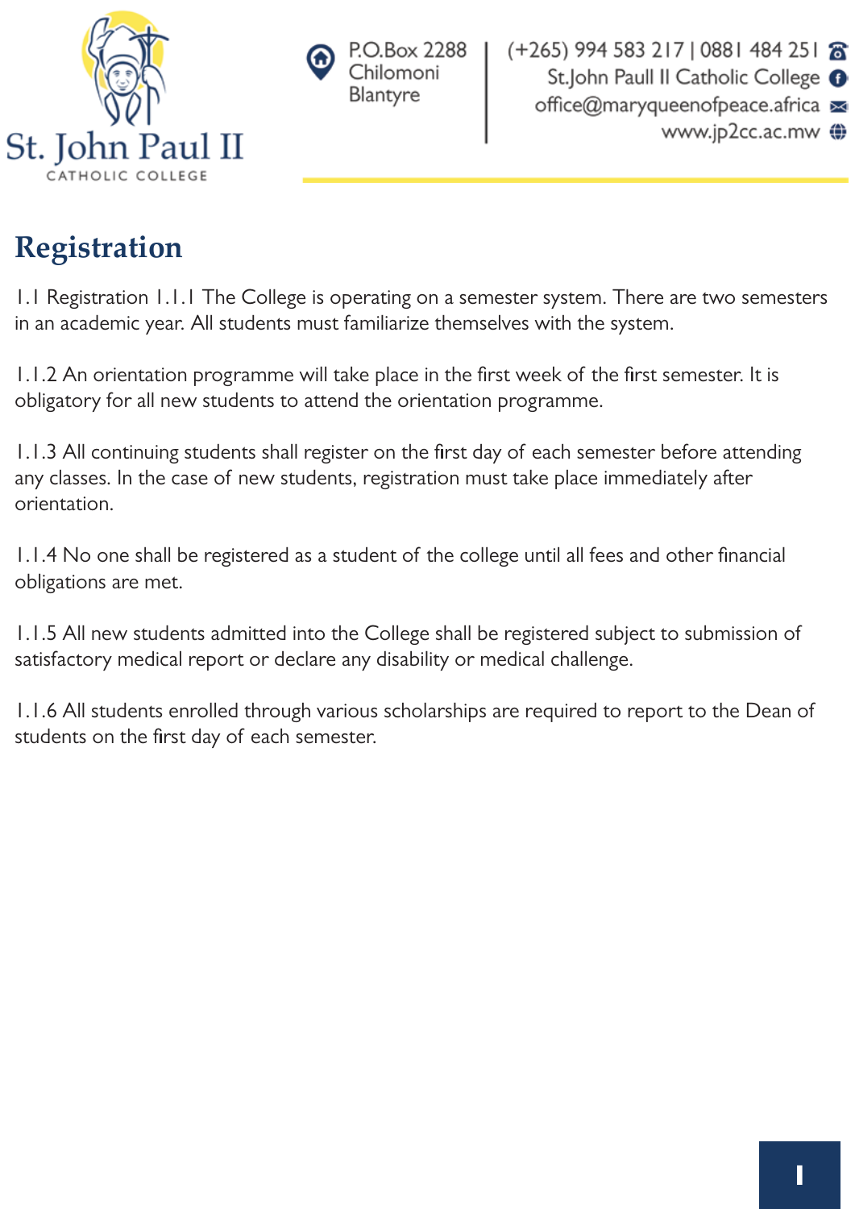## Registration

1.1 Registration 1.1.1 The College is operating on a semester system. There are two semesters in an academic year. All students must familiarize themselves with the system.

1.1.2 An orientation programme will take place in the first week of the first semester. It is obligatory for all new students to attend the orientation programme.

1.1.3 All continuing students shall register on the first day of each semester before attending any classes. In the case of new students, registration must take place immediately after orientation.

1.1.4 No one shall be registered as a student of the college until all fees and other financial obligations are met.

1.1.5 All new students admitted into the College shall be registered subject to submission of satisfactory medical report or declare any disability or medical challenge.

1.1.6 All students enrolled through various scholarships are required to report to the Dean of students on the first day of each semester.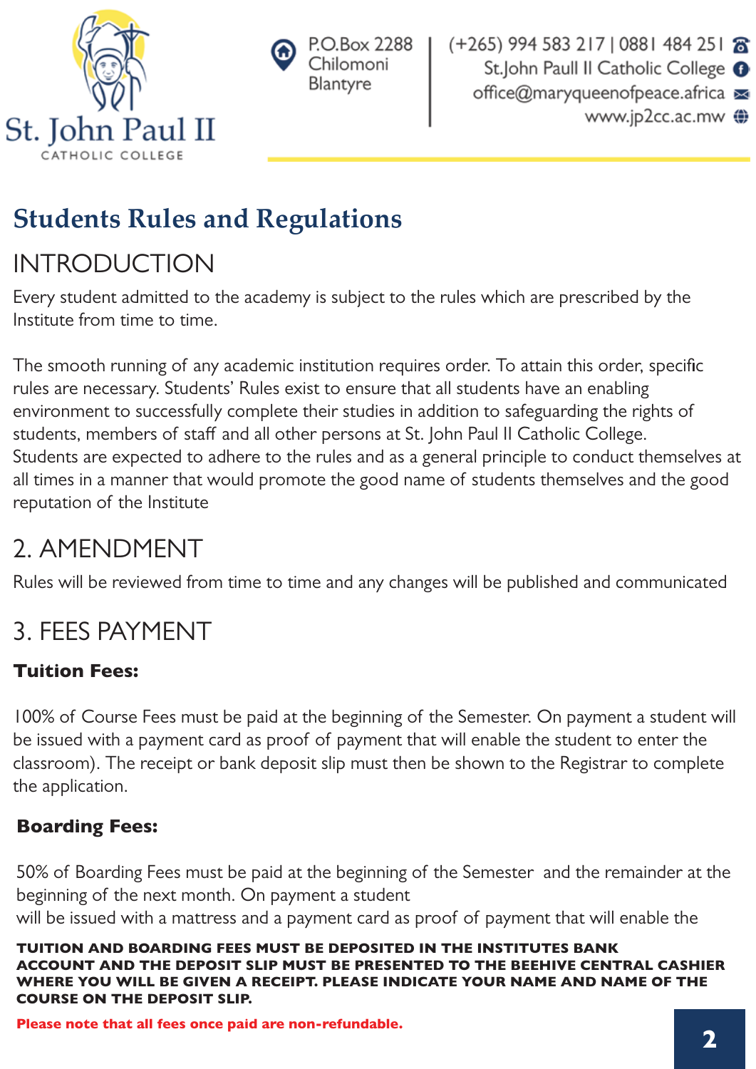# Students Rules and Regulations

## INTRODUCTION

Every student admitted to the academy is subject to the rules which are prescribed by the Institute from time to time.

The smooth running of any academic institution requires order. To attain this order, specific rules are necessary. Students' Rules exist to ensure that all students have an enabling environment to successfully complete their studies in addition to safeguarding the rights of students, members of staff and all other persons at St. John Paul II Catholic College. Students are expected to adhere to the rules and as a general principle to conduct themselves at all times in a manner that would promote the good name of students themselves and the good reputation of the Institute

## 2. AMENDMENT

Rules will be reviewed from time to time and any changes will be published and communicated

## 3. FEES PAYMENT

**Tuition Fees:**

100% of Course Fees must be paid at the beginning of the Semester. On payment a student will be issued with a payment card as proof of payment that will enable the student to enter the classroom). The receipt or bank deposit slip must then be shown to the Registrar to complete the application.

**Boarding Fees:**

50% of Boarding Fees must be paid at the beginning of the Semester and the remainder at the beginning of the next month. On payment a student will be issued with a mattress and a payment card as proof of payment that will enable the

**TUITION AND BOARDING FEES MUST BE DEPOSITED IN THE INSTITUTES BANK ACCOUNT AND THE DEPOSIT SLIP MUST BE PRESENTED TO THE BEEHIVE CENTRAL CASHIER WHERE YOU WILL BE GIVEN A RECEIPT. PLEASE INDICATE YOUR NAME AND NAME OF THE COURSE ON THE DEPOSIT SLIP.**

**Please note that all fees once paid are non-refundable.**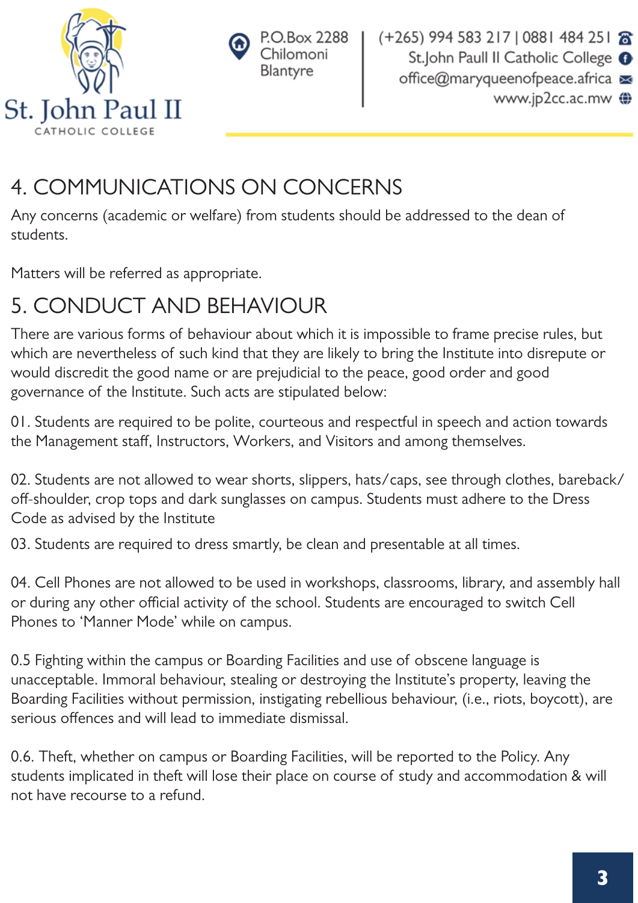## 4. COMMUNICATIONS ON CONCERNS

Any concerns (academic or welfare) from students should be addressed to the dean of students.

Matters will be referred as appropriate.

## 5. CONDUCT AND BEHAVIOUR

There are various forms of behaviour about which it is impossible to frame precise rules, but which are nevertheless of such kind that they are likely to bring the Institute into disrepute or would discredit the good name or are prejudicial to the peace, good order and good governance of the Institute. Such acts are stipulated below:

01. Students are required to be polite, courteous and respectful in speech and action towards the Management staff, Instructors, Workers, and Visitors and among themselves.

02. Students are not allowed to wear shorts, slippers, hats/caps, see through clothes, bareback/off-shoulder, crop tops and dark sunglasses on campus. Students must adhere to the Dress Code as advised by the Institute

03. Students are required to dress smartly, be clean and presentable at all times.

04. Cell Phones are not allowed to be used in workshops, classrooms, library, and assembly hall or during any other official activity of the school. Students are encouraged to switch Cell Phones to 'Manner Mode' while on campus.

0.5 Fighting within the campus or Boarding Facilities and use of obscene language is unacceptable. Immoral behaviour, stealing or destroying the Institute's property, leaving the Boarding Facilities without permission, instigating rebellious behaviour, (i.e., riots, boycott), are serious offences and will lead to immediate dismissal.

0.6. Theft, whether on campus or Boarding Facilities, will be reported to the Policy. Any students implicated in theft will lose their place on course of study and accommodation & will not have recourse to a refund.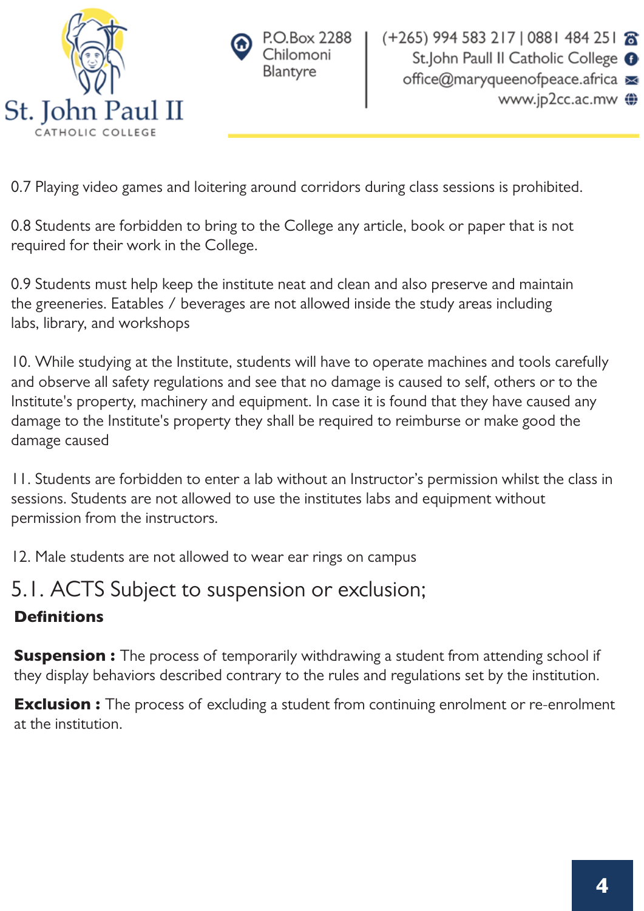0.7 Playing video games and loitering around corridors during class sessions is prohibited.

0.8 Students are forbidden to bring to the College any article, book or paper that is not required for their work in the College.

0.9 Students must help keep the institute neat and clean and also preserve and maintain the greeneries. Eatables / beverages are not allowed inside the study areas including labs, library, and workshops

10. While studying at the Institute, students will have to operate machines and tools carefully and observe all safety regulations and see that no damage is caused to self, others or to the Institute's property, machinery and equipment. In case it is found that they have caused any damage to the Institute's property they shall be required to reimburse or make good the damage caused

11. Students are forbidden to enter a lab without an Instructor's permission whilst the class in sessions. Students are not allowed to use the institutes labs and equipment without permission from the instructors.

12. Male students are not allowed to wear ear rings on campus

## 5.1. ACTS Subject to suspension or exclusion;

**Definitions**

**Suspension :** The process of temporarily withdrawing a student from attending school if they display behaviors described contrary to the rules and regulations set by the institution.

**Exclusion :** The process of excluding a student from continuing enrolment or re-enrolment at the institution.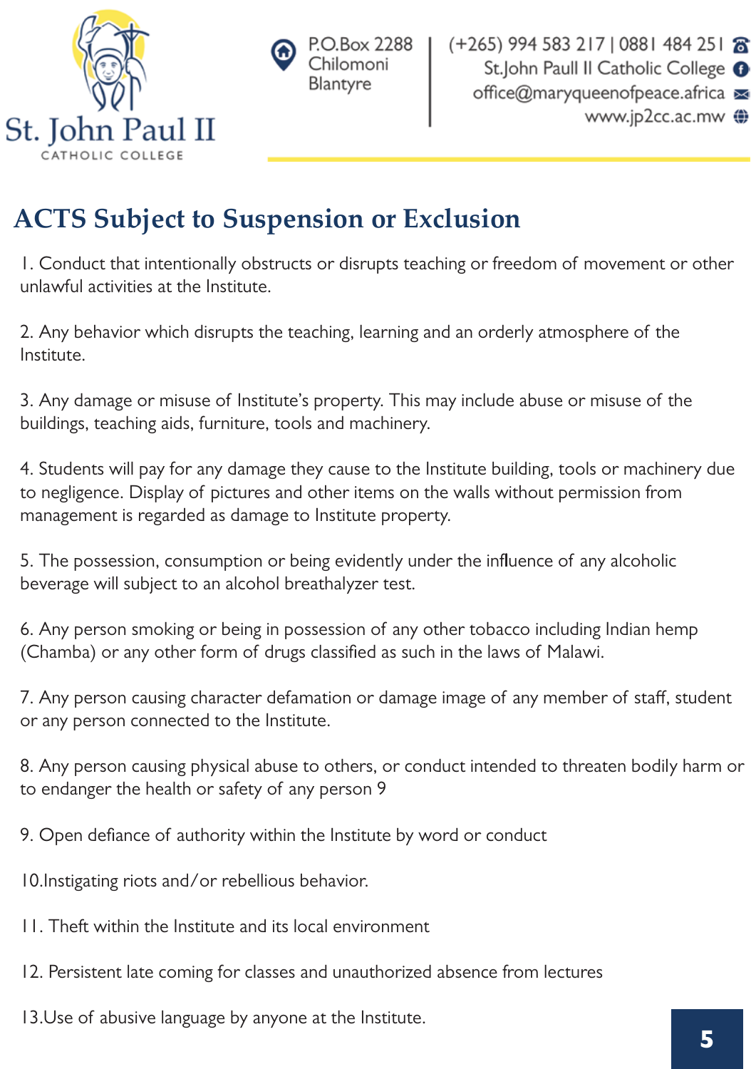## ACTS Subject to Suspension or Exclusion

1. Conduct that intentionally obstructs or disrupts teaching or freedom of movement or other unlawful activities at the Institute.

2. Any behavior which disrupts the teaching, learning and an orderly atmosphere of the Institute.

3. Any damage or misuse of Institute's property. This may include abuse or misuse of the buildings, teaching aids, furniture, tools and machinery.

4. Students will pay for any damage they cause to the Institute building, tools or machinery due to negligence. Display of pictures and other items on the walls without permission from management is regarded as damage to Institute property.

5. The possession, consumption or being evidently under the influence of any alcoholic beverage will subject to an alcohol breathalyzer test.

6. Any person smoking or being in possession of any other tobacco including Indian hemp (Chamba) or any other form of drugs classified as such in the laws of Malawi.

7. Any person causing character defamation or damage image of any member of staff, student or any person connected to the Institute.

8. Any person causing physical abuse to others, or conduct intended to threaten bodily harm or to endanger the health or safety of any person 9

9. Open defiance of authority within the Institute by word or conduct

10.Instigating riots and/or rebellious behavior.

11. Theft within the Institute and its local environment

12. Persistent late coming for classes and unauthorized absence from lectures

13.Use of abusive language by anyone at the Institute.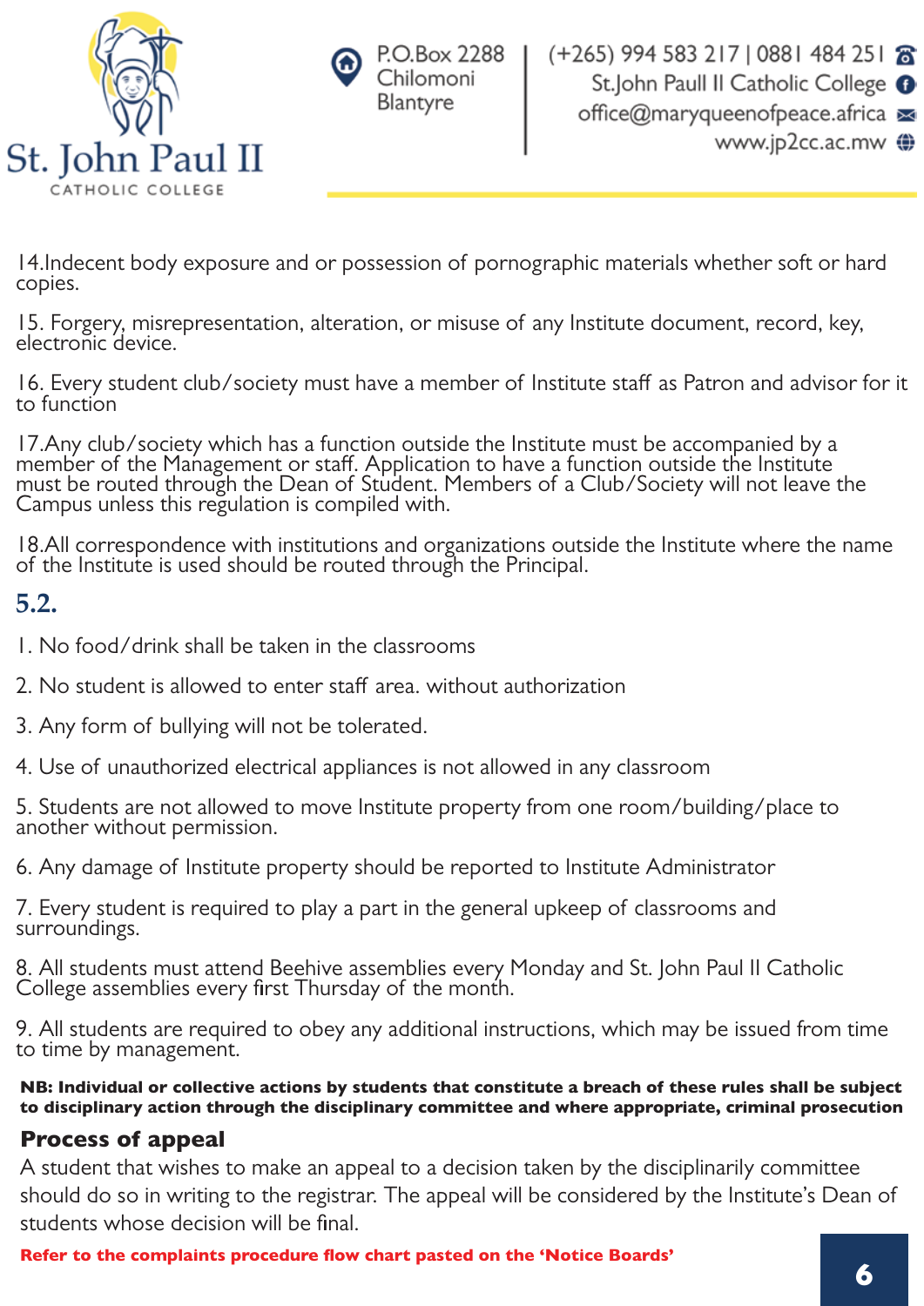14.Indecent body exposure and or possession of pornographic materials whether soft or hard copies.

15. Forgery, misrepresentation, alteration, or misuse of any Institute document, record, key, electronic device.

16. Every student club/society must have a member of Institute staff as Patron and advisor for it to function

17.Any club/society which has a function outside the Institute must be accompanied by a member of the Management or staff. Application to have a function outside the Institute must be routed through the Dean of Student. Members of a Club/Society will not leave the Campus unless this regulation is compiled with.

18.All correspondence with institutions and organizations outside the Institute where the name of the Institute is used should be routed through the Principal.

## 5.2.

1. No food/drink shall be taken in the classrooms

2. No student is allowed to enter staff area. without authorization

3. Any form of bullying will not be tolerated.

4. Use of unauthorized electrical appliances is not allowed in any classroom

5. Students are not allowed to move Institute property from one room/building/place to another without permission.

6. Any damage of Institute property should be reported to Institute Administrator

7. Every student is required to play a part in the general upkeep of classrooms and surroundings.

8. All students must attend Beehive assemblies every Monday and St. John Paul II Catholic College assemblies every first Thursday of the month.

9. All students are required to obey any additional instructions, which may be issued from time to time by management.

**NB: Individual or collective actions by students that constitute a breach of these rules shall be subject to disciplinary action through the disciplinary committee and where appropriate, criminal prosecution**

## Process of appeal

A student that wishes to make an appeal to a decision taken by the disciplinarily committee should do so in writing to the registrar. The appeal will be considered by the Institute's Dean of students whose decision will be final.

**Refer to the complaints procedure flow chart pasted on the 'Notice Boards'**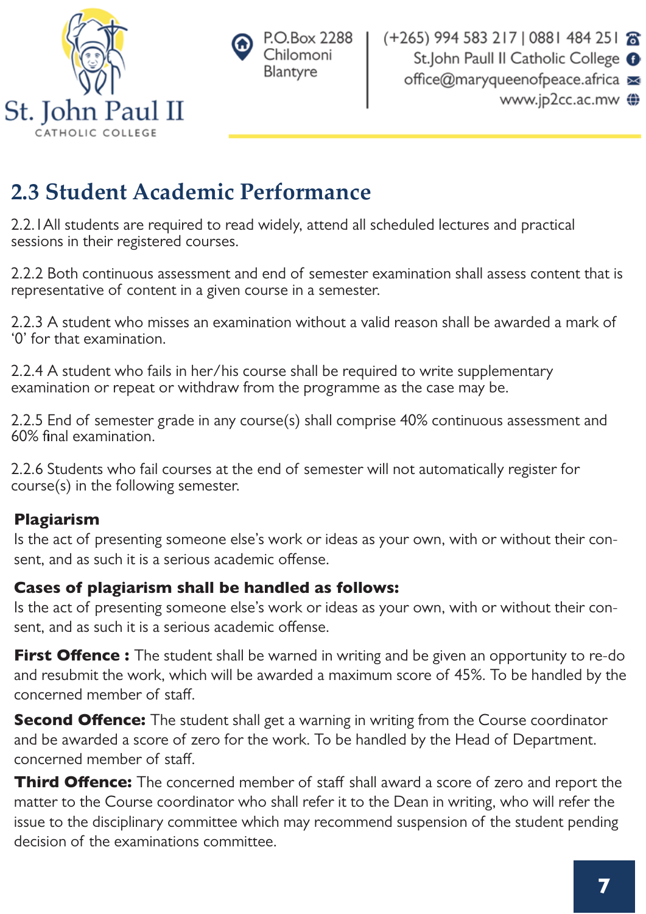## 2.3 Student Academic Performance

2.2.1All students are required to read widely, attend all scheduled lectures and practical sessions in their registered courses.

2.2.2 Both continuous assessment and end of semester examination shall assess content that is representative of content in a given course in a semester.

2.2.3 A student who misses an examination without a valid reason shall be awarded a mark of '0' for that examination.

2.2.4 A student who fails in her/his course shall be required to write supplementary examination or repeat or withdraw from the programme as the case may be.

2.2.5 End of semester grade in any course(s) shall comprise 40% continuous assessment and 60% final examination.

2.2.6 Students who fail courses at the end of semester will not automatically register for course(s) in the following semester.

**Plagiarism**

Is the act of presenting someone else's work or ideas as your own, with or without their consent, and as such it is a serious academic offense.

**Cases of plagiarism shall be handled as follows:**

Is the act of presenting someone else's work or ideas as your own, with or without their consent, and as such it is a serious academic offense.

**First Offence :** The student shall be warned in writing and be given an opportunity to re-do and resubmit the work, which will be awarded a maximum score of 45%. To be handled by the concerned member of staff.

**Second Offence:** The student shall get a warning in writing from the Course coordinator and be awarded a score of zero for the work. To be handled by the Head of Department. concerned member of staff.

**Third Offence:** The concerned member of staff shall award a score of zero and report the matter to the Course coordinator who shall refer it to the Dean in writing, who will refer the issue to the disciplinary committee which may recommend suspension of the student pending decision of the examinations committee.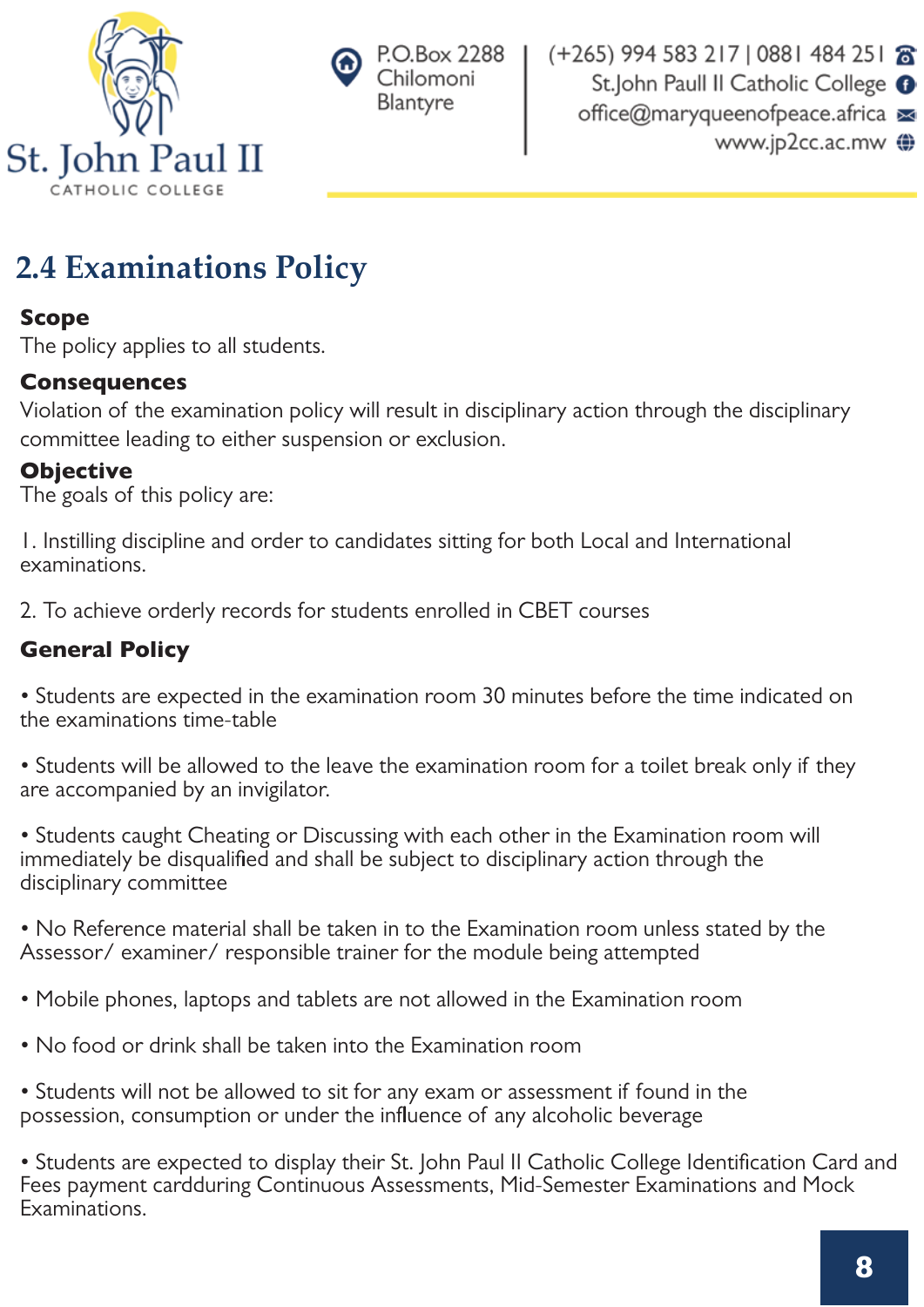## 2.4 Examinations Policy

**Scope**

The policy applies to all students.

**Consequences**

Violation of the examination policy will result in disciplinary action through the disciplinary committee leading to either suspension or exclusion.

**Objective**

The goals of this policy are:

1. Instilling discipline and order to candidates sitting for both Local and International examinations.

2. To achieve orderly records for students enrolled in CBET courses

**General Policy**

- Students are expected in the examination room 30 minutes before the time indicated on the examinations time-table

- Students will be allowed to the leave the examination room for a toilet break only if they are accompanied by an invigilator.

- Students caught Cheating or Discussing with each other in the Examination room will immediately be disqualified and shall be subject to disciplinary action through the disciplinary committee

- No Reference material shall be taken in to the Examination room unless stated by the Assessor/ examiner/ responsible trainer for the module being attempted

- Mobile phones, laptops and tablets are not allowed in the Examination room

- No food or drink shall be taken into the Examination room

- Students will not be allowed to sit for any exam or assessment if found in the possession, consumption or under the influence of any alcoholic beverage

- Students are expected to display their St. John Paul II Catholic College Identification Card and Fees payment cardduring Continuous Assessments, Mid-Semester Examinations and Mock Examinations.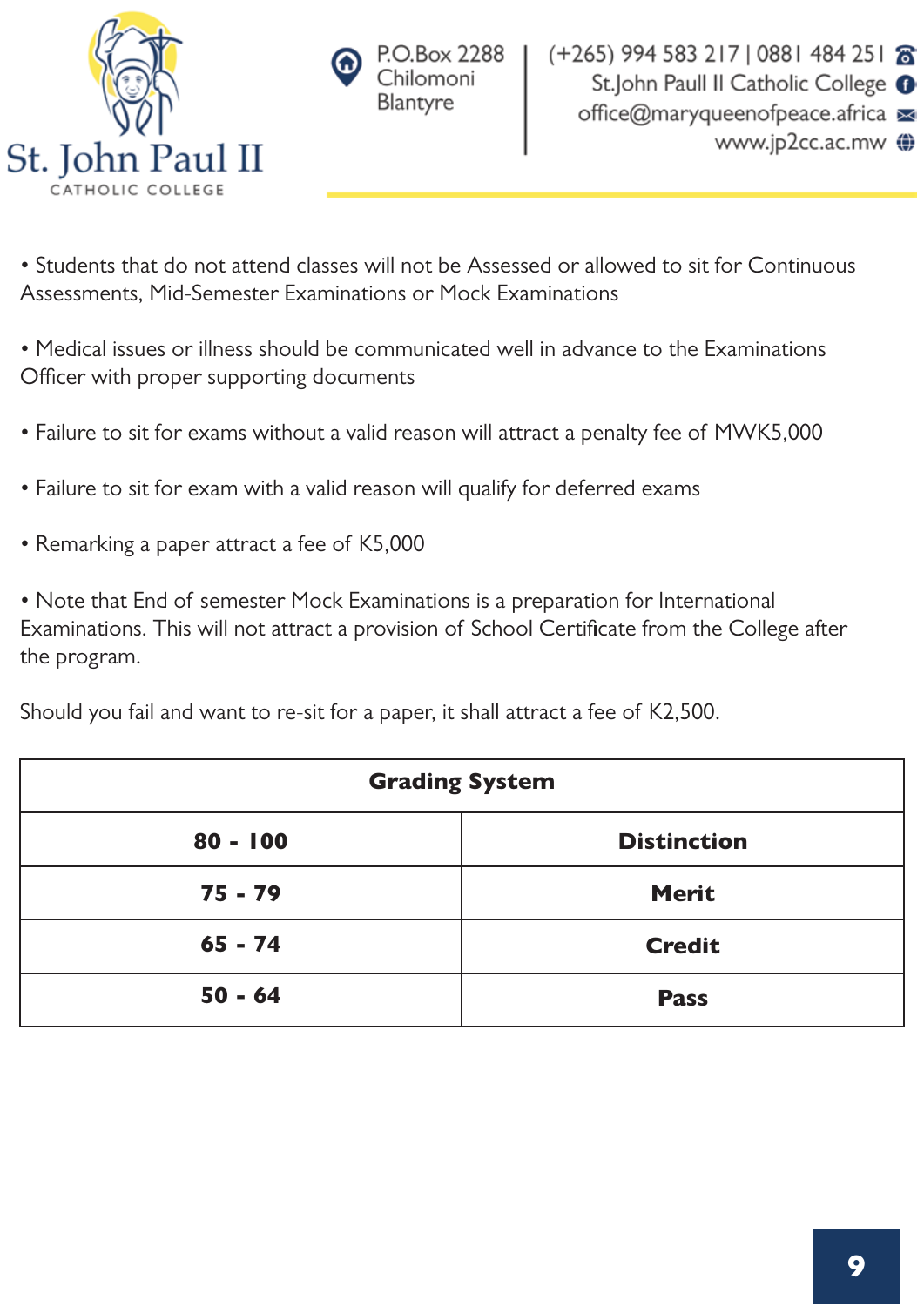- Students that do not attend classes will not be Assessed or allowed to sit for Continuous Assessments, Mid-Semester Examinations or Mock Examinations

- Medical issues or illness should be communicated well in advance to the Examinations Officer with proper supporting documents

- Failure to sit for exams without a valid reason will attract a penalty fee of MWK5,000

- Failure to sit for exam with a valid reason will qualify for deferred exams

- Remarking a paper attract a fee of K5,000

- Note that End of semester Mock Examinations is a preparation for International Examinations. This will not attract a provision of School Certificate from the College after the program.

Should you fail and want to re-sit for a paper, it shall attract a fee of K2,500.

| **Grading System** | |
|---|---|
| **80 - 100** | **Distinction** |
| **75 - 79** | **Merit** |
| **65 - 74** | **Credit** |
| **50 - 64** | **Pass** |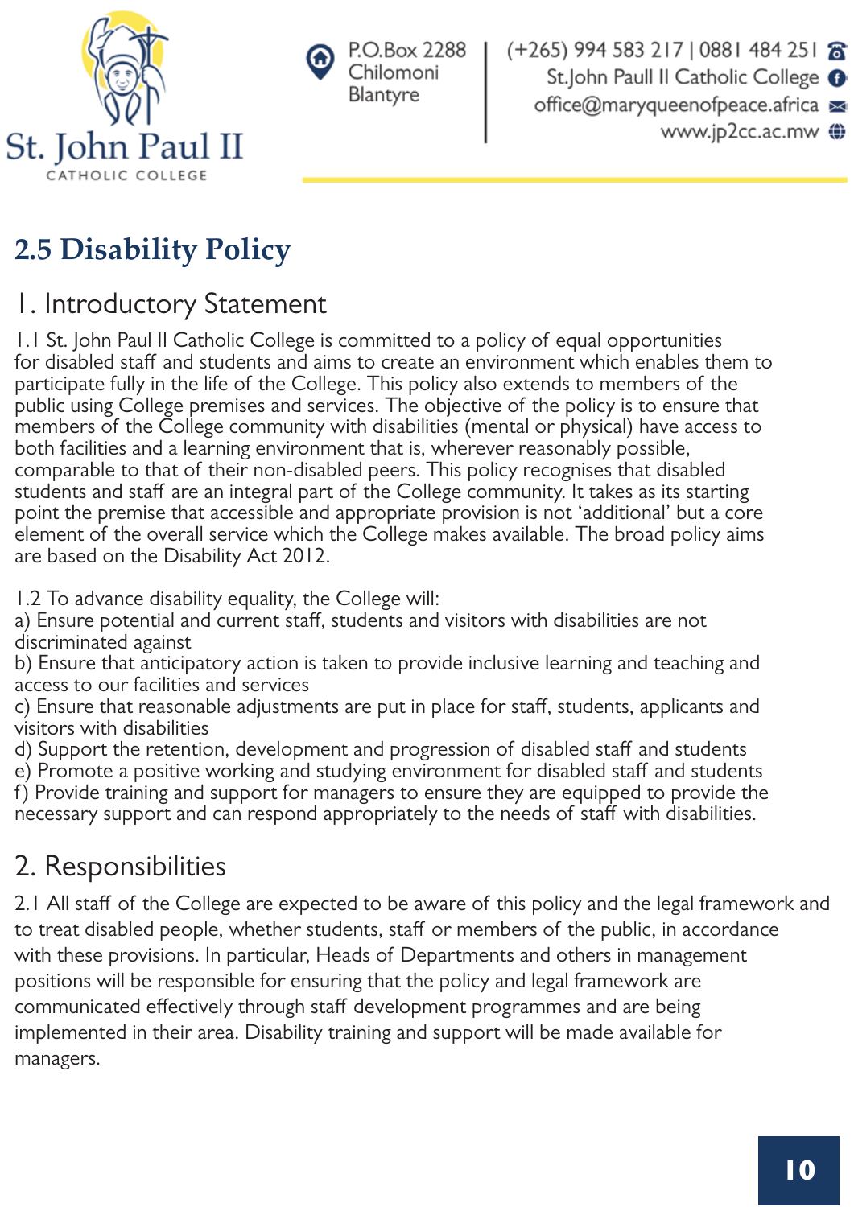## 2.5 Disability Policy

### 1. Introductory Statement

1.1 St. John Paul II Catholic College is committed to a policy of equal opportunities for disabled staff and students and aims to create an environment which enables them to participate fully in the life of the College. This policy also extends to members of the public using College premises and services. The objective of the policy is to ensure that members of the College community with disabilities (mental or physical) have access to both facilities and a learning environment that is, wherever reasonably possible, comparable to that of their non-disabled peers. This policy recognises that disabled students and staff are an integral part of the College community. It takes as its starting point the premise that accessible and appropriate provision is not 'additional' but a core element of the overall service which the College makes available. The broad policy aims are based on the Disability Act 2012.

1.2 To advance disability equality, the College will:
a) Ensure potential and current staff, students and visitors with disabilities are not discriminated against
b) Ensure that anticipatory action is taken to provide inclusive learning and teaching and access to our facilities and services
c) Ensure that reasonable adjustments are put in place for staff, students, applicants and visitors with disabilities
d) Support the retention, development and progression of disabled staff and students
e) Promote a positive working and studying environment for disabled staff and students
f) Provide training and support for managers to ensure they are equipped to provide the necessary support and can respond appropriately to the needs of staff with disabilities.

### 2. Responsibilities

2.1 All staff of the College are expected to be aware of this policy and the legal framework and to treat disabled people, whether students, staff or members of the public, in accordance with these provisions. In particular, Heads of Departments and others in management positions will be responsible for ensuring that the policy and legal framework are communicated effectively through staff development programmes and are being implemented in their area. Disability training and support will be made available for managers.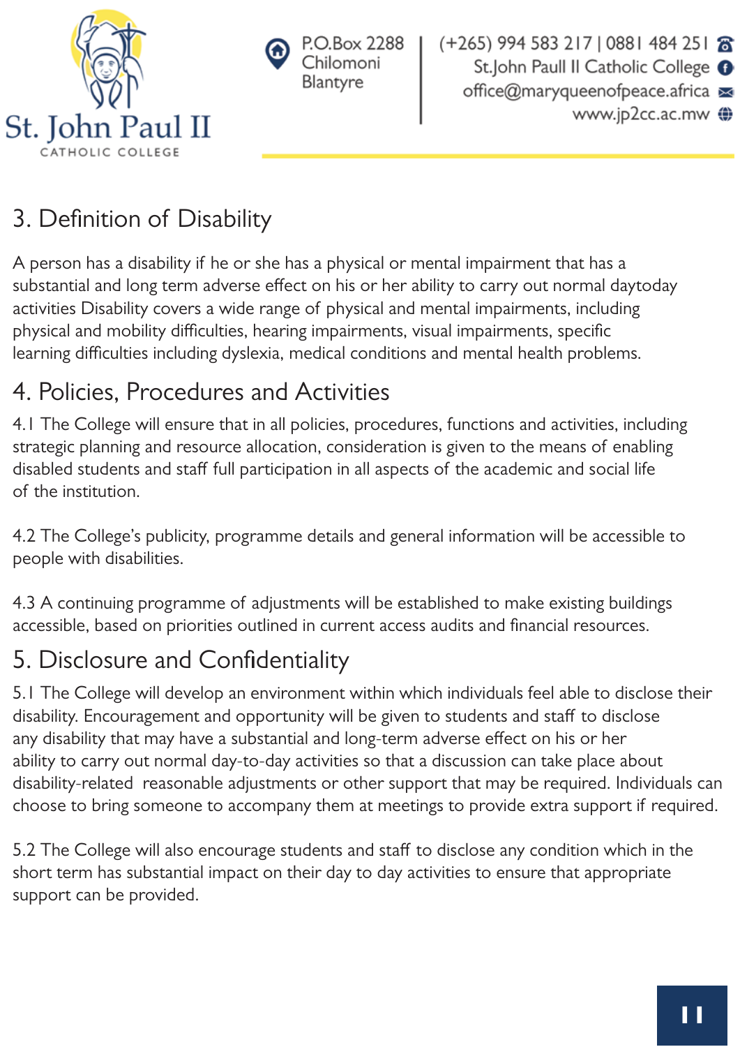## 3. Definition of Disability

A person has a disability if he or she has a physical or mental impairment that has a substantial and long term adverse effect on his or her ability to carry out normal daytoday activities Disability covers a wide range of physical and mental impairments, including physical and mobility difficulties, hearing impairments, visual impairments, specific learning difficulties including dyslexia, medical conditions and mental health problems.

## 4. Policies, Procedures and Activities

4.1 The College will ensure that in all policies, procedures, functions and activities, including strategic planning and resource allocation, consideration is given to the means of enabling disabled students and staff full participation in all aspects of the academic and social life of the institution.

4.2 The College's publicity, programme details and general information will be accessible to people with disabilities.

4.3 A continuing programme of adjustments will be established to make existing buildings accessible, based on priorities outlined in current access audits and financial resources.

## 5. Disclosure and Confidentiality

5.1 The College will develop an environment within which individuals feel able to disclose their disability. Encouragement and opportunity will be given to students and staff to disclose any disability that may have a substantial and long-term adverse effect on his or her ability to carry out normal day-to-day activities so that a discussion can take place about disability-related reasonable adjustments or other support that may be required. Individuals can choose to bring someone to accompany them at meetings to provide extra support if required.

5.2 The College will also encourage students and staff to disclose any condition which in the short term has substantial impact on their day to day activities to ensure that appropriate support can be provided.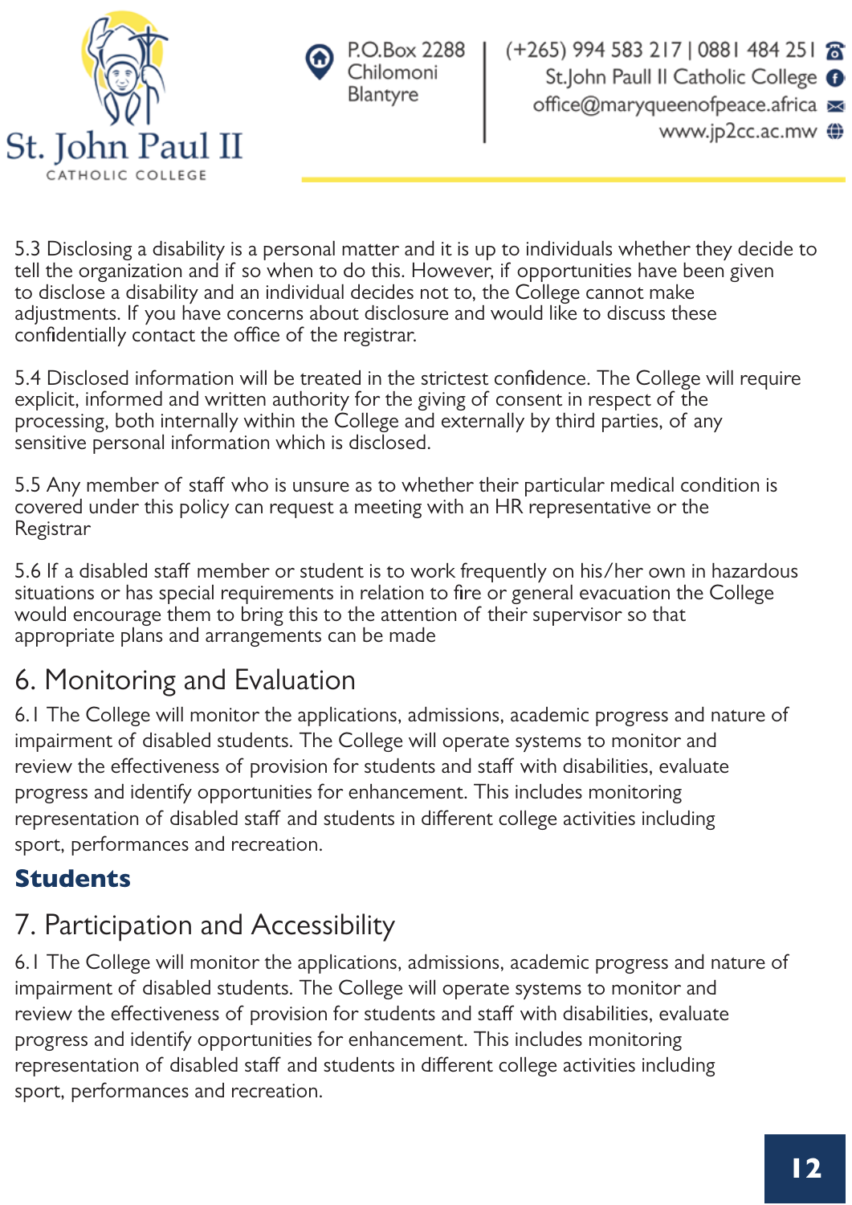5.3 Disclosing a disability is a personal matter and it is up to individuals whether they decide to tell the organization and if so when to do this. However, if opportunities have been given to disclose a disability and an individual decides not to, the College cannot make adjustments. If you have concerns about disclosure and would like to discuss these confidentially contact the office of the registrar.

5.4 Disclosed information will be treated in the strictest confidence. The College will require explicit, informed and written authority for the giving of consent in respect of the processing, both internally within the College and externally by third parties, of any sensitive personal information which is disclosed.

5.5 Any member of staff who is unsure as to whether their particular medical condition is covered under this policy can request a meeting with an HR representative or the Registrar

5.6 If a disabled staff member or student is to work frequently on his/her own in hazardous situations or has special requirements in relation to fire or general evacuation the College would encourage them to bring this to the attention of their supervisor so that appropriate plans and arrangements can be made

## 6. Monitoring and Evaluation

6.1 The College will monitor the applications, admissions, academic progress and nature of impairment of disabled students. The College will operate systems to monitor and review the effectiveness of provision for students and staff with disabilities, evaluate progress and identify opportunities for enhancement. This includes monitoring representation of disabled staff and students in different college activities including sport, performances and recreation.

# Students

## 7. Participation and Accessibility

6.1 The College will monitor the applications, admissions, academic progress and nature of impairment of disabled students. The College will operate systems to monitor and review the effectiveness of provision for students and staff with disabilities, evaluate progress and identify opportunities for enhancement. This includes monitoring representation of disabled staff and students in different college activities including sport, performances and recreation.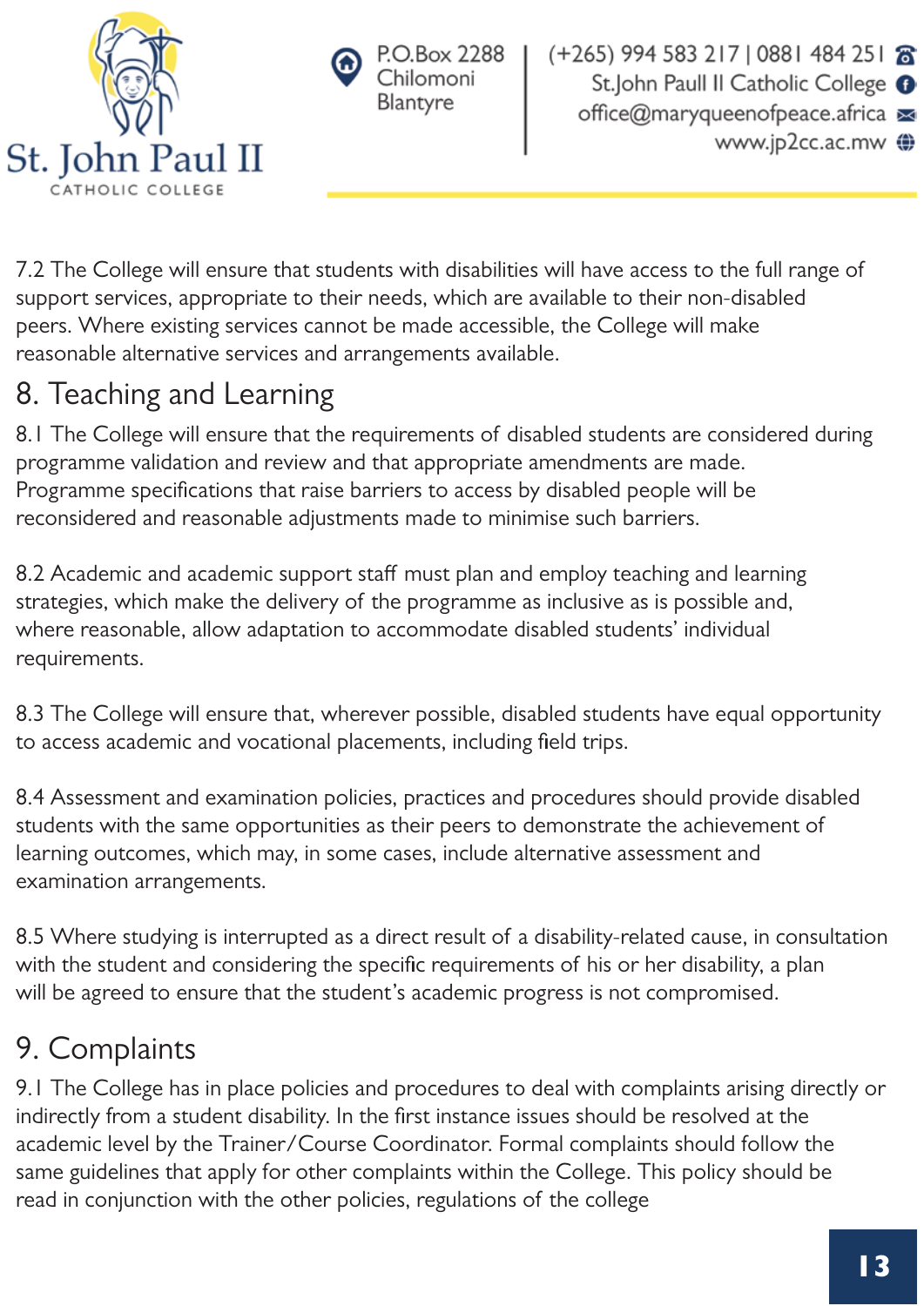7.2 The College will ensure that students with disabilities will have access to the full range of support services, appropriate to their needs, which are available to their non-disabled peers. Where existing services cannot be made accessible, the College will make reasonable alternative services and arrangements available.

## 8. Teaching and Learning

8.1 The College will ensure that the requirements of disabled students are considered during programme validation and review and that appropriate amendments are made. Programme specifications that raise barriers to access by disabled people will be reconsidered and reasonable adjustments made to minimise such barriers.

8.2 Academic and academic support staff must plan and employ teaching and learning strategies, which make the delivery of the programme as inclusive as is possible and, where reasonable, allow adaptation to accommodate disabled students' individual requirements.

8.3 The College will ensure that, wherever possible, disabled students have equal opportunity to access academic and vocational placements, including field trips.

8.4 Assessment and examination policies, practices and procedures should provide disabled students with the same opportunities as their peers to demonstrate the achievement of learning outcomes, which may, in some cases, include alternative assessment and examination arrangements.

8.5 Where studying is interrupted as a direct result of a disability-related cause, in consultation with the student and considering the specific requirements of his or her disability, a plan will be agreed to ensure that the student's academic progress is not compromised.

## 9. Complaints

9.1 The College has in place policies and procedures to deal with complaints arising directly or indirectly from a student disability. In the first instance issues should be resolved at the academic level by the Trainer/Course Coordinator. Formal complaints should follow the same guidelines that apply for other complaints within the College. This policy should be read in conjunction with the other policies, regulations of the college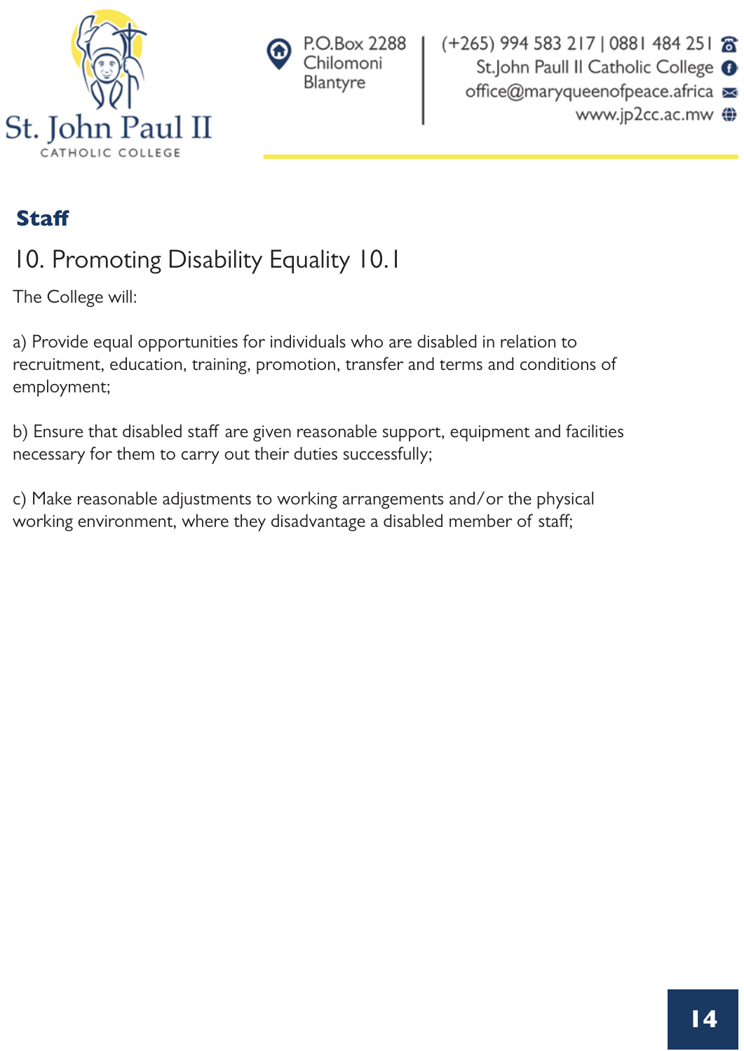## Staff

### 10. Promoting Disability Equality 10.1

The College will:

a) Provide equal opportunities for individuals who are disabled in relation to recruitment, education, training, promotion, transfer and terms and conditions of employment;

b) Ensure that disabled staff are given reasonable support, equipment and facilities necessary for them to carry out their duties successfully;

c) Make reasonable adjustments to working arrangements and/or the physical working environment, where they disadvantage a disabled member of staff;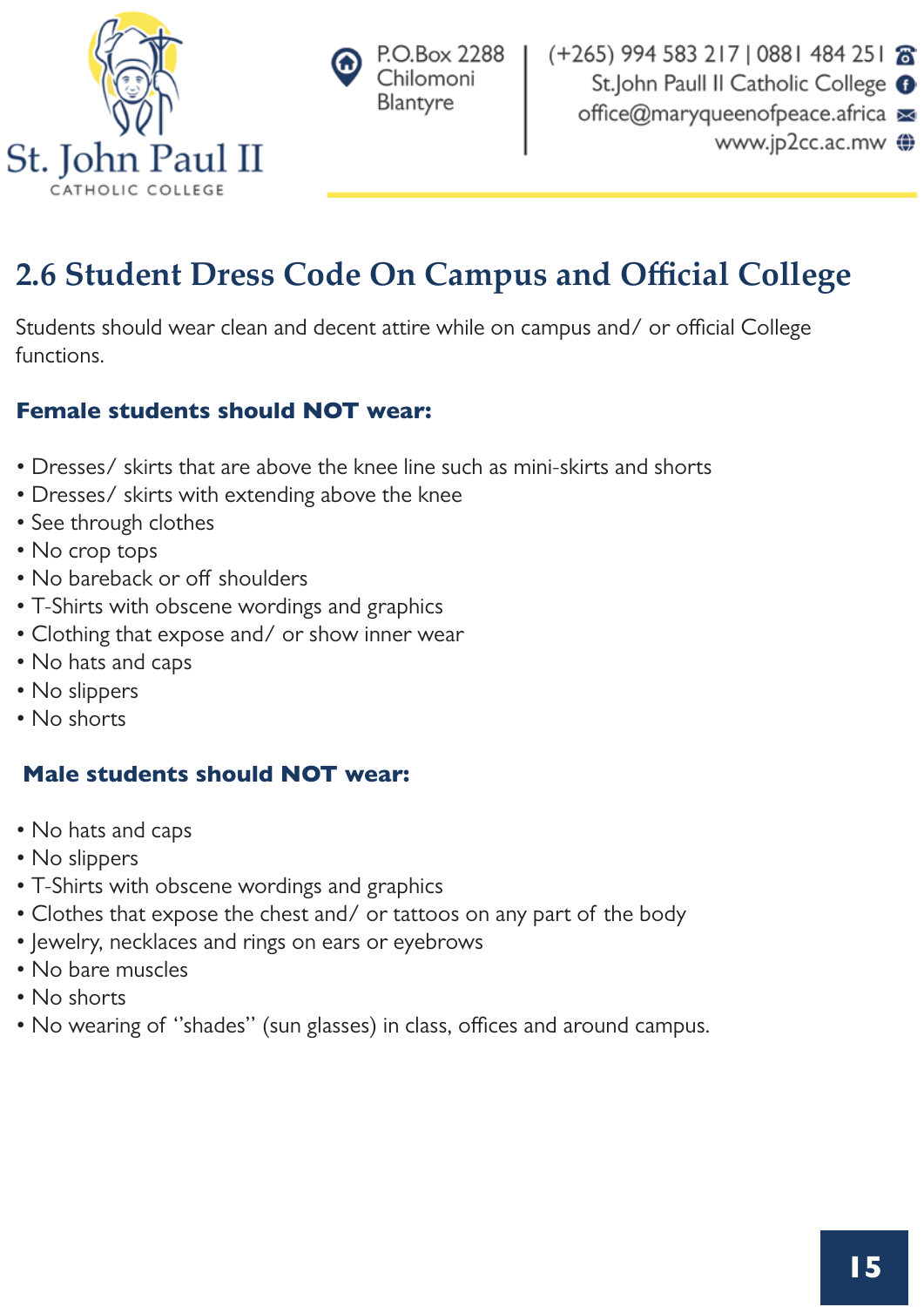## 2.6 Student Dress Code On Campus and Official College

Students should wear clean and decent attire while on campus and/ or official College functions.

**Female students should NOT wear:**

- Dresses/ skirts that are above the knee line such as mini-skirts and shorts
- Dresses/ skirts with extending above the knee
- See through clothes
- No crop tops
- No bareback or off shoulders
- T-Shirts with obscene wordings and graphics
- Clothing that expose and/ or show inner wear
- No hats and caps
- No slippers
- No shorts

**Male students should NOT wear:**

- No hats and caps
- No slippers
- T-Shirts with obscene wordings and graphics
- Clothes that expose the chest and/ or tattoos on any part of the body
- Jewelry, necklaces and rings on ears or eyebrows
- No bare muscles
- No shorts
- No wearing of "shades" (sun glasses) in class, offices and around campus.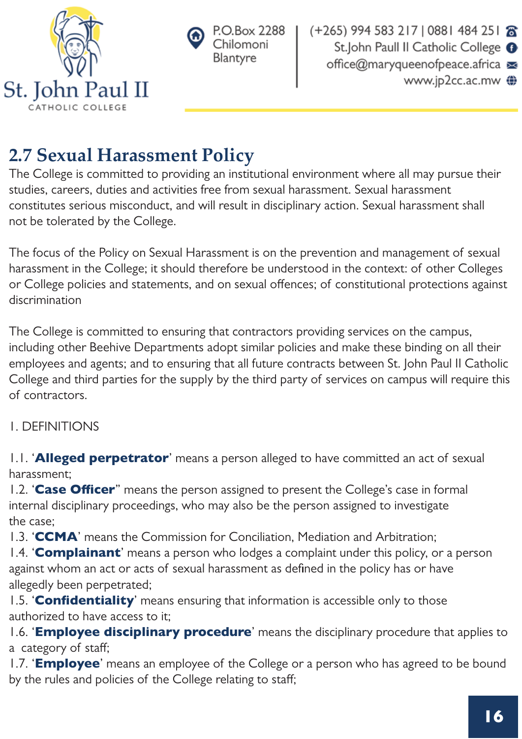## 2.7 Sexual Harassment Policy

The College is committed to providing an institutional environment where all may pursue their studies, careers, duties and activities free from sexual harassment. Sexual harassment constitutes serious misconduct, and will result in disciplinary action. Sexual harassment shall not be tolerated by the College.

The focus of the Policy on Sexual Harassment is on the prevention and management of sexual harassment in the College; it should therefore be understood in the context: of other Colleges or College policies and statements, and on sexual offences; of constitutional protections against discrimination

The College is committed to ensuring that contractors providing services on the campus, including other Beehive Departments adopt similar policies and make these binding on all their employees and agents; and to ensuring that all future contracts between St. John Paul II Catholic College and third parties for the supply by the third party of services on campus will require this of contractors.

1. DEFINITIONS

1.1. '**Alleged perpetrator**' means a person alleged to have committed an act of sexual harassment;
1.2. '**Case Officer**" means the person assigned to present the College's case in formal internal disciplinary proceedings, who may also be the person assigned to investigate the case;
1.3. '**CCMA**' means the Commission for Conciliation, Mediation and Arbitration;
1.4. '**Complainant**' means a person who lodges a complaint under this policy, or a person against whom an act or acts of sexual harassment as defined in the policy has or have allegedly been perpetrated;
1.5. '**Confidentiality**' means ensuring that information is accessible only to those authorized to have access to it;
1.6. '**Employee disciplinary procedure**' means the disciplinary procedure that applies to a category of staff;
1.7. '**Employee**' means an employee of the College or a person who has agreed to be bound by the rules and policies of the College relating to staff;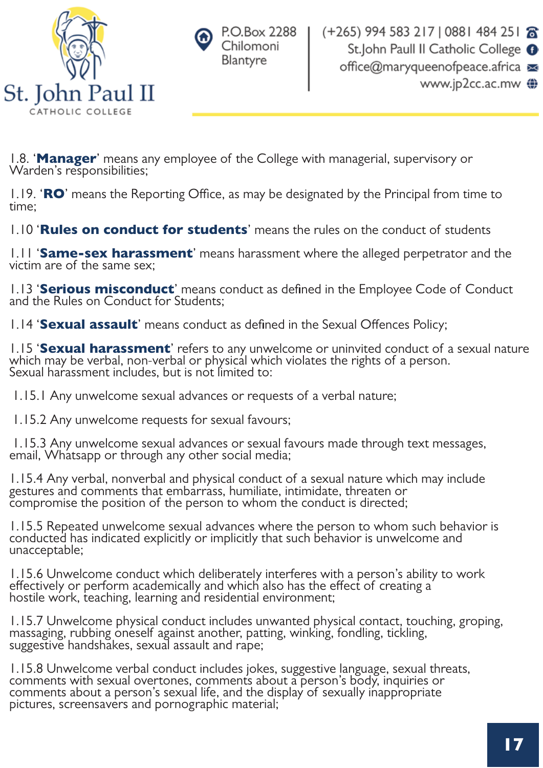1.8. '**Manager**' means any employee of the College with managerial, supervisory or Warden's responsibilities;

1.19. '**RO**' means the Reporting Office, as may be designated by the Principal from time to time;

1.10 '**Rules on conduct for students**' means the rules on the conduct of students

1.11 '**Same-sex harassment**' means harassment where the alleged perpetrator and the victim are of the same sex;

1.13 '**Serious misconduct**' means conduct as defined in the Employee Code of Conduct and the Rules on Conduct for Students;

1.14 '**Sexual assault**' means conduct as defined in the Sexual Offences Policy;

1.15 '**Sexual harassment**' refers to any unwelcome or uninvited conduct of a sexual nature which may be verbal, non-verbal or physical which violates the rights of a person. Sexual harassment includes, but is not limited to:

1.15.1 Any unwelcome sexual advances or requests of a verbal nature;

1.15.2 Any unwelcome requests for sexual favours;

1.15.3 Any unwelcome sexual advances or sexual favours made through text messages, email, Whatsapp or through any other social media;

1.15.4 Any verbal, nonverbal and physical conduct of a sexual nature which may include gestures and comments that embarrass, humiliate, intimidate, threaten or compromise the position of the person to whom the conduct is directed;

1.15.5 Repeated unwelcome sexual advances where the person to whom such behavior is conducted has indicated explicitly or implicitly that such behavior is unwelcome and unacceptable;

1.15.6 Unwelcome conduct which deliberately interferes with a person's ability to work effectively or perform academically and which also has the effect of creating a hostile work, teaching, learning and residential environment;

1.15.7 Unwelcome physical conduct includes unwanted physical contact, touching, groping, massaging, rubbing oneself against another, patting, winking, fondling, tickling, suggestive handshakes, sexual assault and rape;

1.15.8 Unwelcome verbal conduct includes jokes, suggestive language, sexual threats, comments with sexual overtones, comments about a person's body, inquiries or comments about a person's sexual life, and the display of sexually inappropriate pictures, screensavers and pornographic material;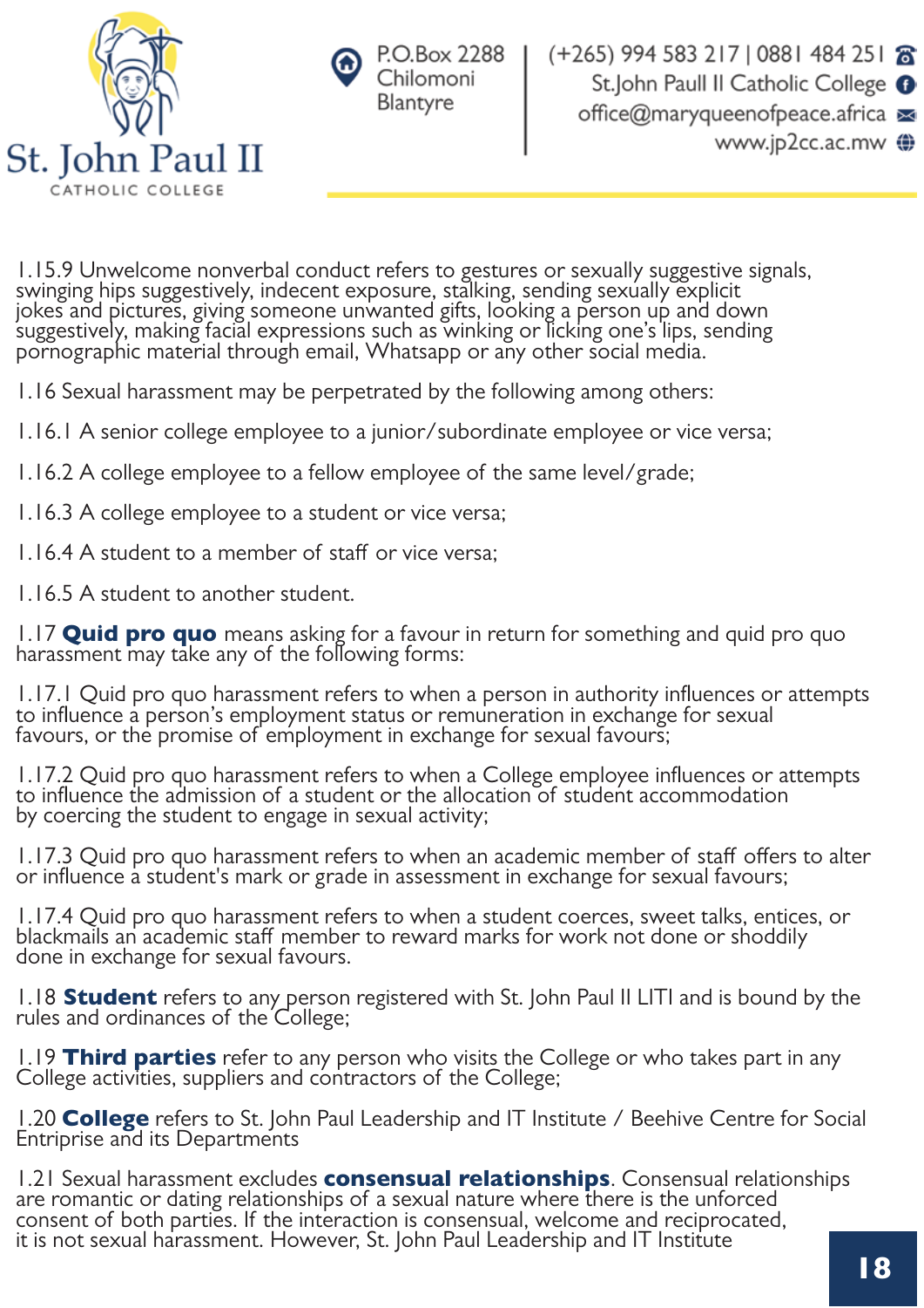1.15.9 Unwelcome nonverbal conduct refers to gestures or sexually suggestive signals, swinging hips suggestively, indecent exposure, stalking, sending sexually explicit jokes and pictures, giving someone unwanted gifts, looking a person up and down suggestively, making facial expressions such as winking or licking one's lips, sending pornographic material through email, Whatsapp or any other social media.

1.16 Sexual harassment may be perpetrated by the following among others:

1.16.1 A senior college employee to a junior/subordinate employee or vice versa;

1.16.2 A college employee to a fellow employee of the same level/grade;

1.16.3 A college employee to a student or vice versa;

1.16.4 A student to a member of staff or vice versa;

1.16.5 A student to another student.

1.17 **Quid pro quo** means asking for a favour in return for something and quid pro quo harassment may take any of the following forms:

1.17.1 Quid pro quo harassment refers to when a person in authority influences or attempts to influence a person's employment status or remuneration in exchange for sexual favours, or the promise of employment in exchange for sexual favours;

1.17.2 Quid pro quo harassment refers to when a College employee influences or attempts to influence the admission of a student or the allocation of student accommodation by coercing the student to engage in sexual activity;

1.17.3 Quid pro quo harassment refers to when an academic member of staff offers to alter or influence a student's mark or grade in assessment in exchange for sexual favours;

1.17.4 Quid pro quo harassment refers to when a student coerces, sweet talks, entices, or blackmails an academic staff member to reward marks for work not done or shoddily done in exchange for sexual favours.

1.18 **Student** refers to any person registered with St. John Paul II LITI and is bound by the rules and ordinances of the College;

1.19 **Third parties** refer to any person who visits the College or who takes part in any College activities, suppliers and contractors of the College;

1.20 **College** refers to St. John Paul Leadership and IT Institute / Beehive Centre for Social Entriprise and its Departments

1.21 Sexual harassment excludes **consensual relationships**. Consensual relationships are romantic or dating relationships of a sexual nature where there is the unforced consent of both parties. If the interaction is consensual, welcome and reciprocated, it is not sexual harassment. However, St. John Paul Leadership and IT Institute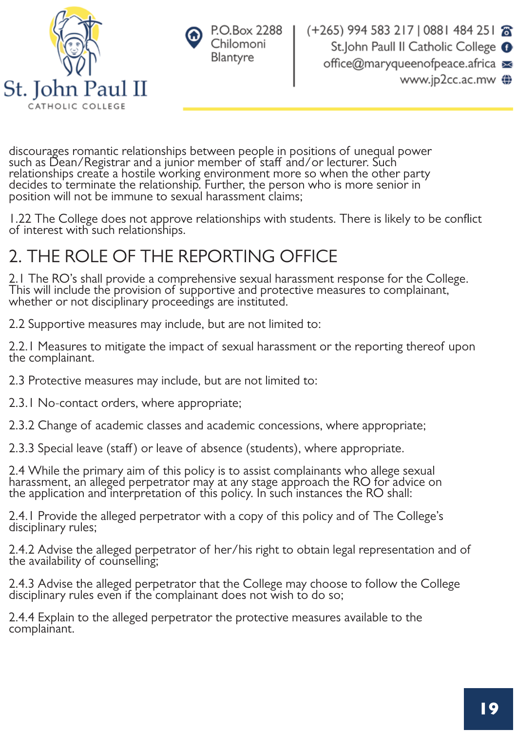discourages romantic relationships between people in positions of unequal power such as Dean/Registrar and a junior member of staff and/or lecturer. Such relationships create a hostile working environment more so when the other party decides to terminate the relationship. Further, the person who is more senior in position will not be immune to sexual harassment claims;

1.22 The College does not approve relationships with students. There is likely to be conflict of interest with such relationships.

# 2. THE ROLE OF THE REPORTING OFFICE

2.1 The RO's shall provide a comprehensive sexual harassment response for the College. This will include the provision of supportive and protective measures to complainant, whether or not disciplinary proceedings are instituted.

2.2 Supportive measures may include, but are not limited to:

2.2.1 Measures to mitigate the impact of sexual harassment or the reporting thereof upon the complainant.

2.3 Protective measures may include, but are not limited to:

2.3.1 No-contact orders, where appropriate;

2.3.2 Change of academic classes and academic concessions, where appropriate;

2.3.3 Special leave (staff) or leave of absence (students), where appropriate.

2.4 While the primary aim of this policy is to assist complainants who allege sexual harassment, an alleged perpetrator may at any stage approach the RO for advice on the application and interpretation of this policy. In such instances the RO shall:

2.4.1 Provide the alleged perpetrator with a copy of this policy and of The College's disciplinary rules;

2.4.2 Advise the alleged perpetrator of her/his right to obtain legal representation and of the availability of counselling;

2.4.3 Advise the alleged perpetrator that the College may choose to follow the College disciplinary rules even if the complainant does not wish to do so;

2.4.4 Explain to the alleged perpetrator the protective measures available to the complainant.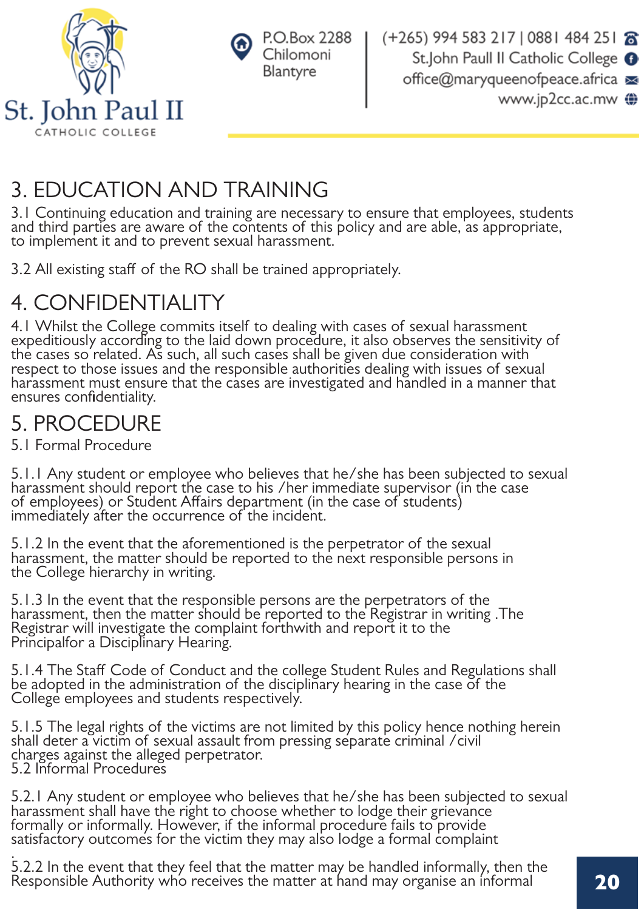## 3. EDUCATION AND TRAINING

3.1 Continuing education and training are necessary to ensure that employees, students and third parties are aware of the contents of this policy and are able, as appropriate, to implement it and to prevent sexual harassment.

3.2 All existing staff of the RO shall be trained appropriately.

## 4. CONFIDENTIALITY

4.1 Whilst the College commits itself to dealing with cases of sexual harassment expeditiously according to the laid down procedure, it also observes the sensitivity of the cases so related. As such, all such cases shall be given due consideration with respect to those issues and the responsible authorities dealing with issues of sexual harassment must ensure that the cases are investigated and handled in a manner that ensures confidentiality.

## 5. PROCEDURE

5.1 Formal Procedure

5.1.1 Any student or employee who believes that he/she has been subjected to sexual harassment should report the case to his /her immediate supervisor (in the case of employees) or Student Affairs department (in the case of students) immediately after the occurrence of the incident.

5.1.2 In the event that the aforementioned is the perpetrator of the sexual harassment, the matter should be reported to the next responsible persons in the College hierarchy in writing.

5.1.3 In the event that the responsible persons are the perpetrators of the harassment, then the matter should be reported to the Registrar in writing .The Registrar will investigate the complaint forthwith and report it to the Principalfor a Disciplinary Hearing.

5.1.4 The Staff Code of Conduct and the college Student Rules and Regulations shall be adopted in the administration of the disciplinary hearing in the case of the College employees and students respectively.

5.1.5 The legal rights of the victims are not limited by this policy hence nothing herein shall deter a victim of sexual assault from pressing separate criminal /civil charges against the alleged perpetrator.

5.2 Informal Procedures

5.2.1 Any student or employee who believes that he/she has been subjected to sexual harassment shall have the right to choose whether to lodge their grievance formally or informally. However, if the informal procedure fails to provide satisfactory outcomes for the victim they may also lodge a formal complaint

.

5.2.2 In the event that they feel that the matter may be handled informally, then the Responsible Authority who receives the matter at hand may organise an informal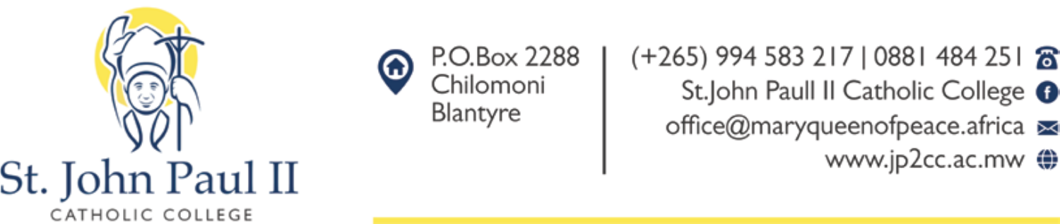St. John Paul II

CATHOLIC COLLEGE

P.O.Box 2288
Chilomoni
Blantyre

(+265) 994 583 217 | 0881 484 251
St.John Paull II Catholic College
office@maryqueenofpeace.africa
www.jp2cc.ac.mw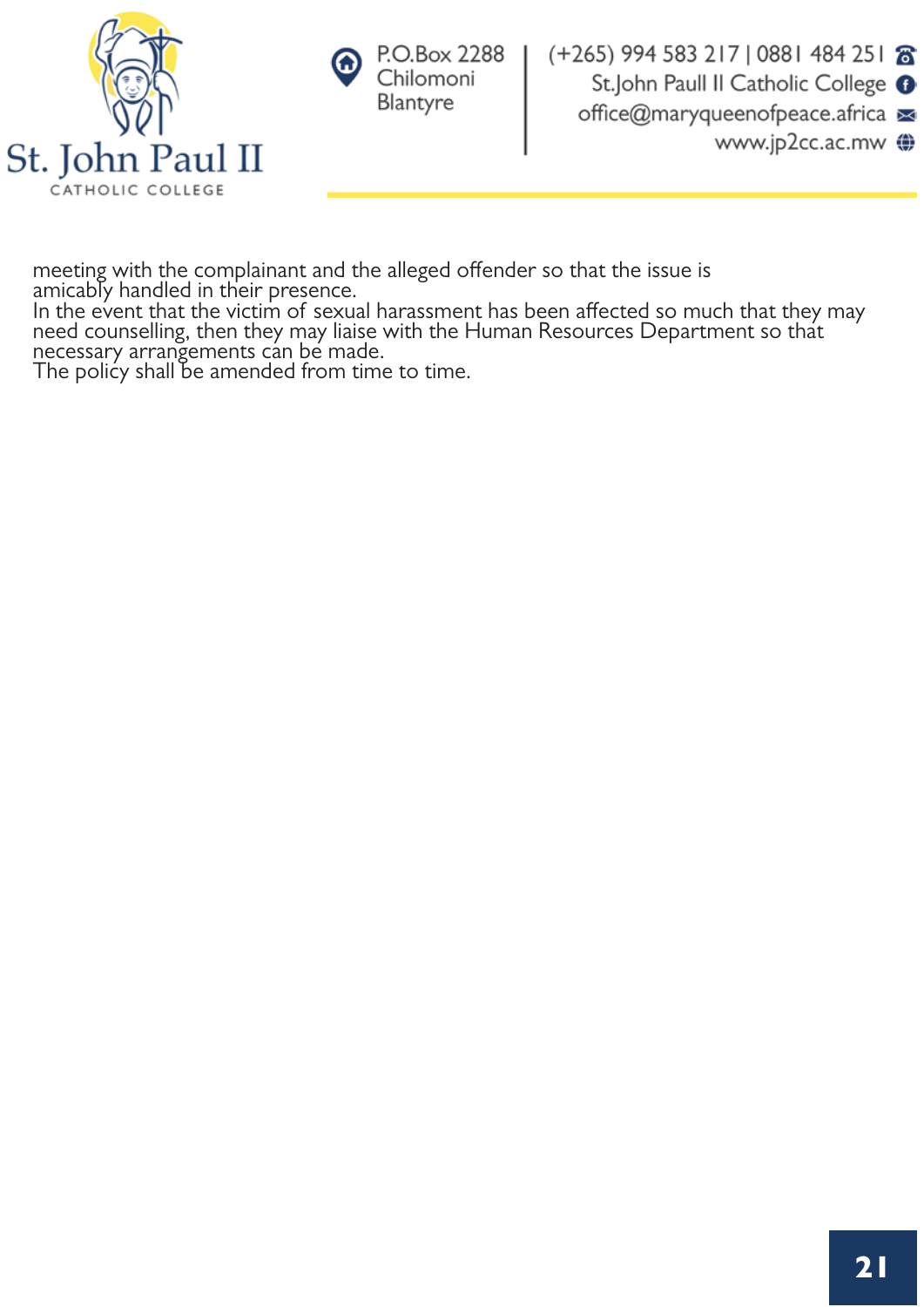meeting with the complainant and the alleged offender so that the issue is amicably handled in their presence.

In the event that the victim of sexual harassment has been affected so much that they may need counselling, then they may liaise with the Human Resources Department so that necessary arrangements can be made.

The policy shall be amended from time to time.